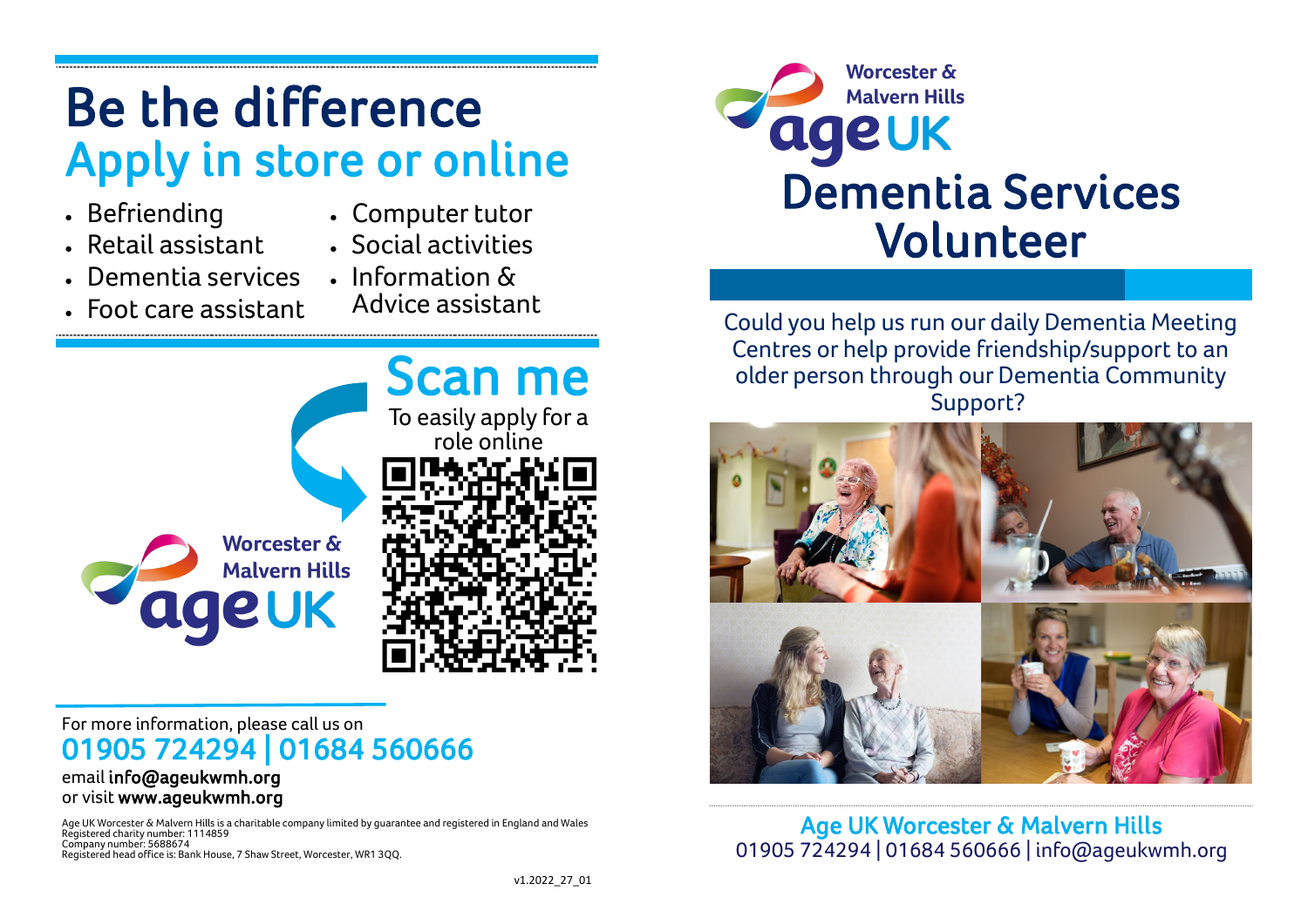# Be the difference

## Apply in store or online

- Befriending
- Retail assistant
- Dementia services
- Foot care assistant
- Computer tutor
- Social activities
- Information & Advice assistant

## Scan me

To easily apply for a role online

Worcester & Malvern Hills
age UK

For more information, please call us on

**01905 724294 | 01684 560666**

email **info@ageukwmh.org**
or visit **www.ageukwmh.org**

Age UK Worcester & Malvern Hills is a charitable company limited by guarantee and registered in England and Wales
Registered charity number: 1114859
Company number: 5688674
Registered head office is: Bank House, 7 Shaw Street, Worcester, WR1 3QQ.

v1.2022_27_01

Worcester & Malvern Hills
age UK

# Dementia Services Volunteer

Could you help us run our daily Dementia Meeting Centres or help provide friendship/support to an older person through our Dementia Community Support?

**Age UK Worcester & Malvern Hills**
01905 724294 | 01684 560666 | info@ageukwmh.org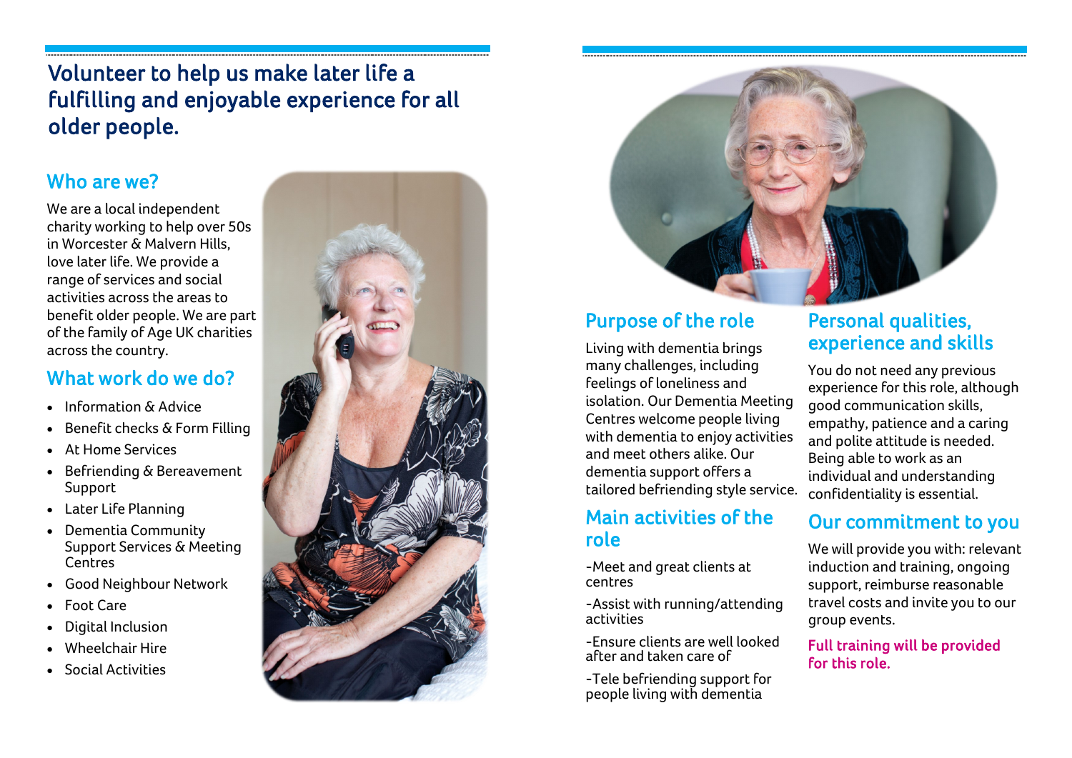# Volunteer to help us make later life a fulfilling and enjoyable experience for all older people.

## Who are we?

We are a local independent charity working to help over 50s in Worcester & Malvern Hills, love later life. We provide a range of services and social activities across the areas to benefit older people. We are part of the family of Age UK charities across the country.

## What work do we do?

- Information & Advice
- Benefit checks & Form Filling
- At Home Services
- Befriending & Bereavement Support
- Later Life Planning
- Dementia Community Support Services & Meeting Centres
- Good Neighbour Network
- Foot Care
- Digital Inclusion
- Wheelchair Hire
- Social Activities

## Purpose of the role

Living with dementia brings many challenges, including feelings of loneliness and isolation. Our Dementia Meeting Centres welcome people living with dementia to enjoy activities and meet others alike. Our dementia support offers a tailored befriending style service.

## Main activities of the role

-Meet and great clients at centres

-Assist with running/attending activities

-Ensure clients are well looked after and taken care of

-Tele befriending support for people living with dementia

## Personal qualities, experience and skills

You do not need any previous experience for this role, although good communication skills, empathy, patience and a caring and polite attitude is needed. Being able to work as an individual and understanding confidentiality is essential.

## Our commitment to you

We will provide you with: relevant induction and training, ongoing support, reimburse reasonable travel costs and invite you to our group events.

**Full training will be provided for this role.**